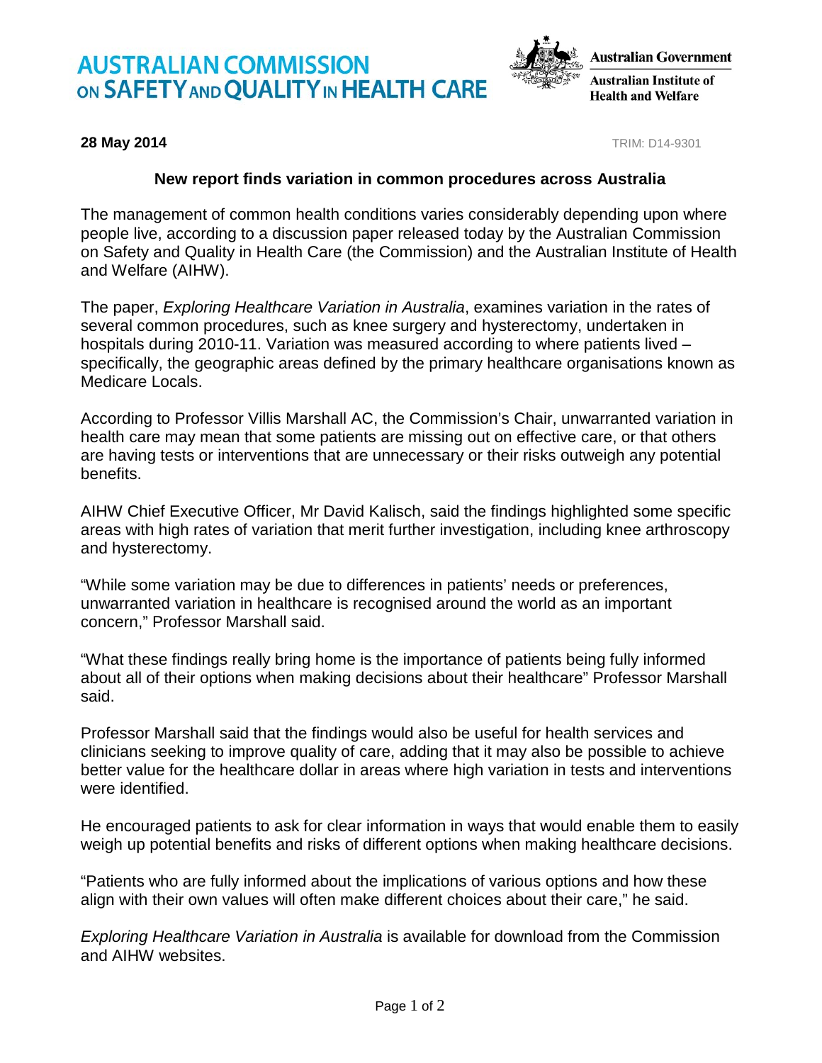AUSTRALIAN COMMISSION ON SAFETY AND QUALITY IN HEALTH CARE

Australian Government

Australian Institute of Health and Welfare

**28 May 2014** TRIM: D14-9301

## New report finds variation in common procedures across Australia

The management of common health conditions varies considerably depending upon where people live, according to a discussion paper released today by the Australian Commission on Safety and Quality in Health Care (the Commission) and the Australian Institute of Health and Welfare (AIHW).

The paper, *Exploring Healthcare Variation in Australia*, examines variation in the rates of several common procedures, such as knee surgery and hysterectomy, undertaken in hospitals during 2010-11. Variation was measured according to where patients lived – specifically, the geographic areas defined by the primary healthcare organisations known as Medicare Locals.

According to Professor Villis Marshall AC, the Commission's Chair, unwarranted variation in health care may mean that some patients are missing out on effective care, or that others are having tests or interventions that are unnecessary or their risks outweigh any potential benefits.

AIHW Chief Executive Officer, Mr David Kalisch, said the findings highlighted some specific areas with high rates of variation that merit further investigation, including knee arthroscopy and hysterectomy.

"While some variation may be due to differences in patients' needs or preferences, unwarranted variation in healthcare is recognised around the world as an important concern," Professor Marshall said.

"What these findings really bring home is the importance of patients being fully informed about all of their options when making decisions about their healthcare" Professor Marshall said.

Professor Marshall said that the findings would also be useful for health services and clinicians seeking to improve quality of care, adding that it may also be possible to achieve better value for the healthcare dollar in areas where high variation in tests and interventions were identified.

He encouraged patients to ask for clear information in ways that would enable them to easily weigh up potential benefits and risks of different options when making healthcare decisions.

"Patients who are fully informed about the implications of various options and how these align with their own values will often make different choices about their care," he said.

*Exploring Healthcare Variation in Australia* is available for download from the Commission and AIHW websites.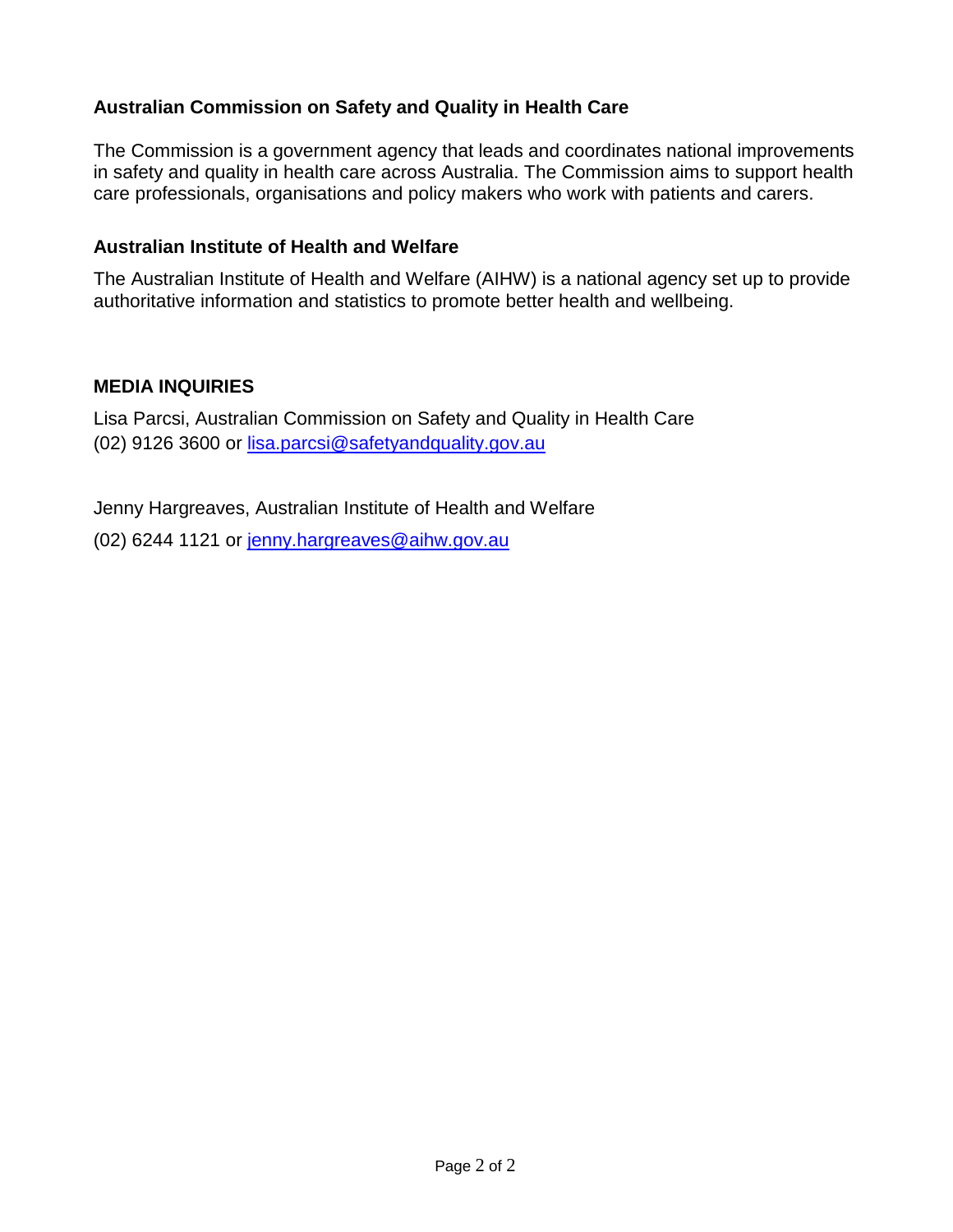### Australian Commission on Safety and Quality in Health Care

The Commission is a government agency that leads and coordinates national improvements in safety and quality in health care across Australia. The Commission aims to support health care professionals, organisations and policy makers who work with patients and carers.

### Australian Institute of Health and Welfare

The Australian Institute of Health and Welfare (AIHW) is a national agency set up to provide authoritative information and statistics to promote better health and wellbeing.

### MEDIA INQUIRIES

Lisa Parcsi, Australian Commission on Safety and Quality in Health Care
(02) 9126 3600 or lisa.parcsi@safetyandquality.gov.au

Jenny Hargreaves, Australian Institute of Health and Welfare
(02) 6244 1121 or jenny.hargreaves@aihw.gov.au